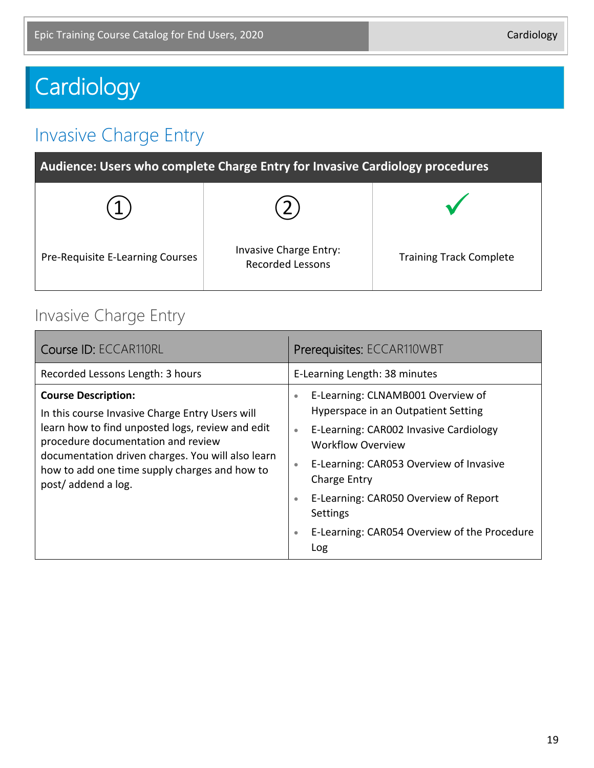# Cardiology

## Invasive Charge Entry

| Audience: Users who complete Charge Entry for Invasive Cardiology procedures | | |
|---|---|---|
| ① Pre-Requisite E-Learning Courses | ② Invasive Charge Entry: Recorded Lessons | ✓ Training Track Complete |

### Invasive Charge Entry

| Course ID: ECCAR110RL | Prerequisites: ECCAR110WBT |
|---|---|
| Recorded Lessons Length: 3 hours | E-Learning Length: 38 minutes |
| **Course Description:** In this course Invasive Charge Entry Users will learn how to find unposted logs, review and edit procedure documentation and review documentation driven charges. You will also learn how to add one time supply charges and how to post/ addend a log. | • E-Learning: CLNAMB001 Overview of Hyperspace in an Outpatient Setting<br>• E-Learning: CAR002 Invasive Cardiology Workflow Overview<br>• E-Learning: CAR053 Overview of Invasive Charge Entry<br>• E-Learning: CAR050 Overview of Report Settings<br>• E-Learning: CAR054 Overview of the Procedure Log |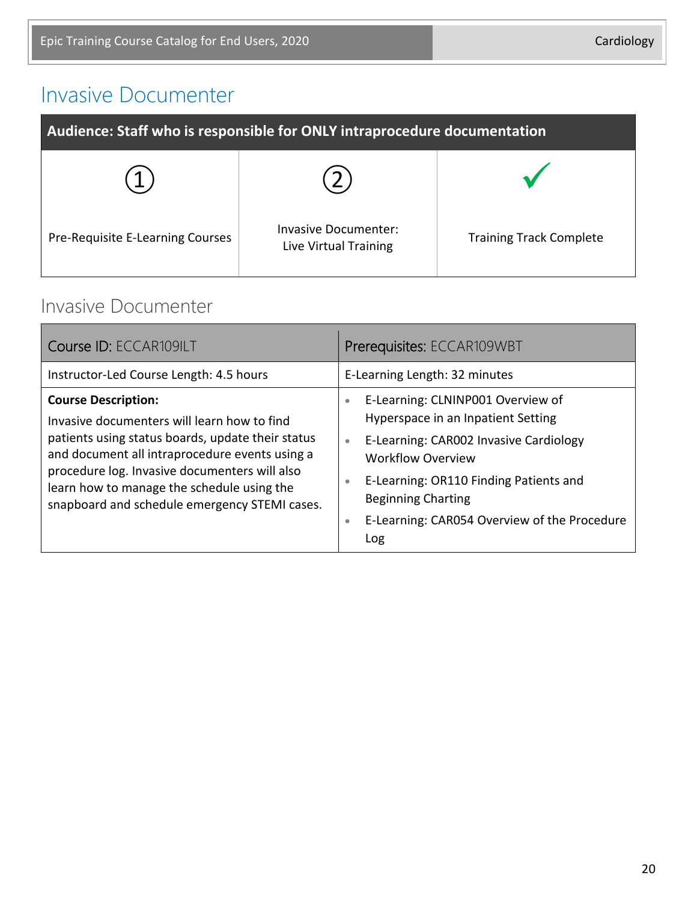# Invasive Documenter

| Audience: Staff who is responsible for ONLY intraprocedure documentation | | |
|---|---|---|
| ① | ② | ✓ |
| Pre-Requisite E-Learning Courses | Invasive Documenter: Live Virtual Training | Training Track Complete |

## Invasive Documenter

| Course ID: ECCAR109ILT | Prerequisites: ECCAR109WBT |
|---|---|
| Instructor-Led Course Length: 4.5 hours | E-Learning Length: 32 minutes |
| **Course Description:** Invasive documenters will learn how to find patients using status boards, update their status and document all intraprocedure events using a procedure log. Invasive documenters will also learn how to manage the schedule using the snapboard and schedule emergency STEMI cases. | • E-Learning: CLNINP001 Overview of Hyperspace in an Inpatient Setting<br>• E-Learning: CAR002 Invasive Cardiology Workflow Overview<br>• E-Learning: OR110 Finding Patients and Beginning Charting<br>• E-Learning: CAR054 Overview of the Procedure Log |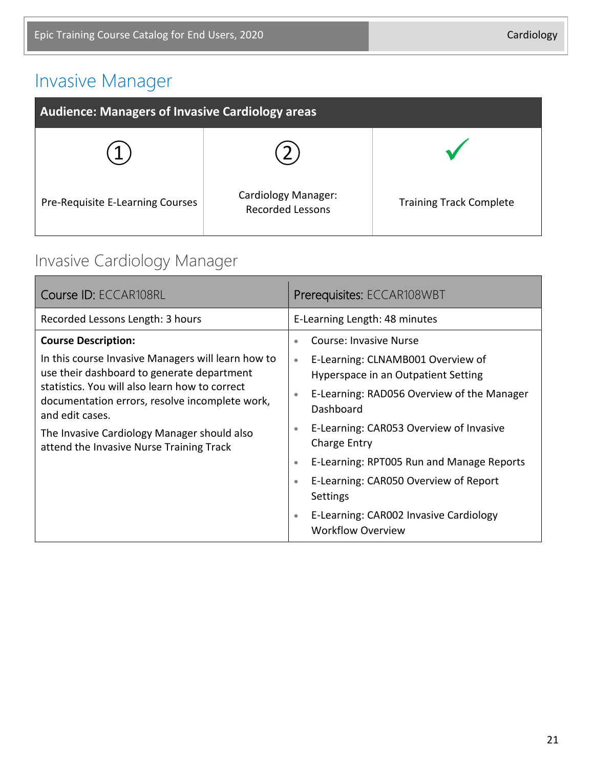# Invasive Manager

| Audience: Managers of Invasive Cardiology areas | | |
|---|---|---|
| ① | ② | ✓ |
| Pre-Requisite E-Learning Courses | Cardiology Manager: Recorded Lessons | Training Track Complete |

## Invasive Cardiology Manager

| Course ID: ECCAR108RL | Prerequisites: ECCAR108WBT |
|---|---|
| Recorded Lessons Length: 3 hours | E-Learning Length: 48 minutes |
| **Course Description:**<br>In this course Invasive Managers will learn how to use their dashboard to generate department statistics. You will also learn how to correct documentation errors, resolve incomplete work, and edit cases.<br>The Invasive Cardiology Manager should also attend the Invasive Nurse Training Track | • Course: Invasive Nurse<br>• E-Learning: CLNAMB001 Overview of Hyperspace in an Outpatient Setting<br>• E-Learning: RAD056 Overview of the Manager Dashboard<br>• E-Learning: CAR053 Overview of Invasive Charge Entry<br>• E-Learning: RPT005 Run and Manage Reports<br>• E-Learning: CAR050 Overview of Report Settings<br>• E-Learning: CAR002 Invasive Cardiology Workflow Overview |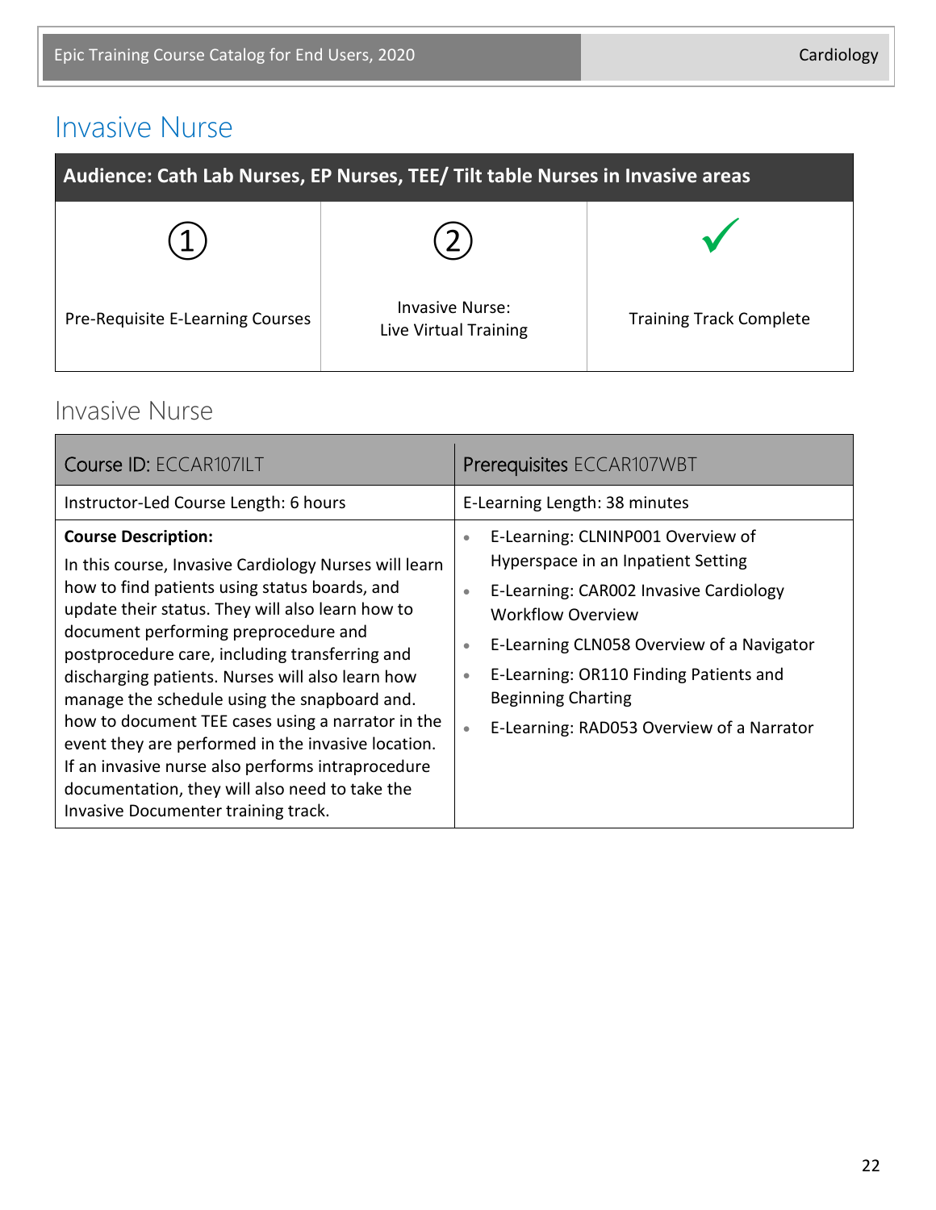# Invasive Nurse

| Audience: Cath Lab Nurses, EP Nurses, TEE/ Tilt table Nurses in Invasive areas | | |
|---|---|---|
| ① | ② | ✓ |
| Pre-Requisite E-Learning Courses | Invasive Nurse: Live Virtual Training | Training Track Complete |

## Invasive Nurse

| Course ID: ECCAR107ILT | Prerequisites ECCAR107WBT |
|---|---|
| Instructor-Led Course Length: 6 hours | E-Learning Length: 38 minutes |
| **Course Description:** In this course, Invasive Cardiology Nurses will learn how to find patients using status boards, and update their status. They will also learn how to document performing preprocedure and postprocedure care, including transferring and discharging patients. Nurses will also learn how manage the schedule using the snapboard and. how to document TEE cases using a narrator in the event they are performed in the invasive location. If an invasive nurse also performs intraprocedure documentation, they will also need to take the Invasive Documenter training track. | • E-Learning: CLNINP001 Overview of Hyperspace in an Inpatient Setting<br>• E-Learning: CAR002 Invasive Cardiology Workflow Overview<br>• E-Learning CLN058 Overview of a Navigator<br>• E-Learning: OR110 Finding Patients and Beginning Charting<br>• E-Learning: RAD053 Overview of a Narrator |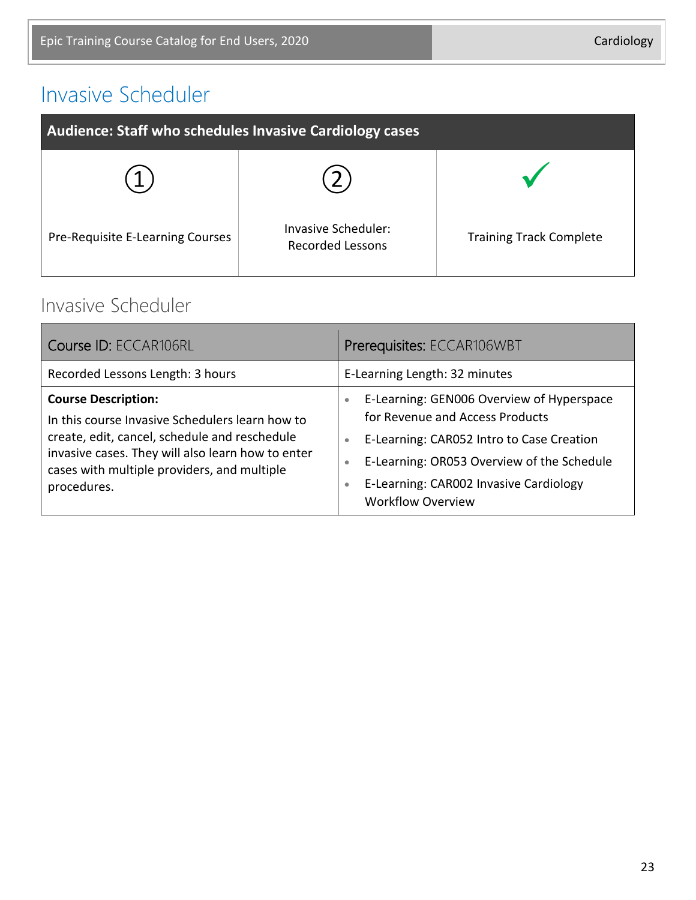# Invasive Scheduler

| Audience: Staff who schedules Invasive Cardiology cases | | |
|---|---|---|
| ① | ② | ✓ |
| Pre-Requisite E-Learning Courses | Invasive Scheduler: Recorded Lessons | Training Track Complete |

## Invasive Scheduler

| Course ID: ECCAR106RL | Prerequisites: ECCAR106WBT |
|---|---|
| Recorded Lessons Length: 3 hours | E-Learning Length: 32 minutes |
| **Course Description:** In this course Invasive Schedulers learn how to create, edit, cancel, schedule and reschedule invasive cases. They will also learn how to enter cases with multiple providers, and multiple procedures. | • E-Learning: GEN006 Overview of Hyperspace for Revenue and Access Products<br>• E-Learning: CAR052 Intro to Case Creation<br>• E-Learning: OR053 Overview of the Schedule<br>• E-Learning: CAR002 Invasive Cardiology Workflow Overview |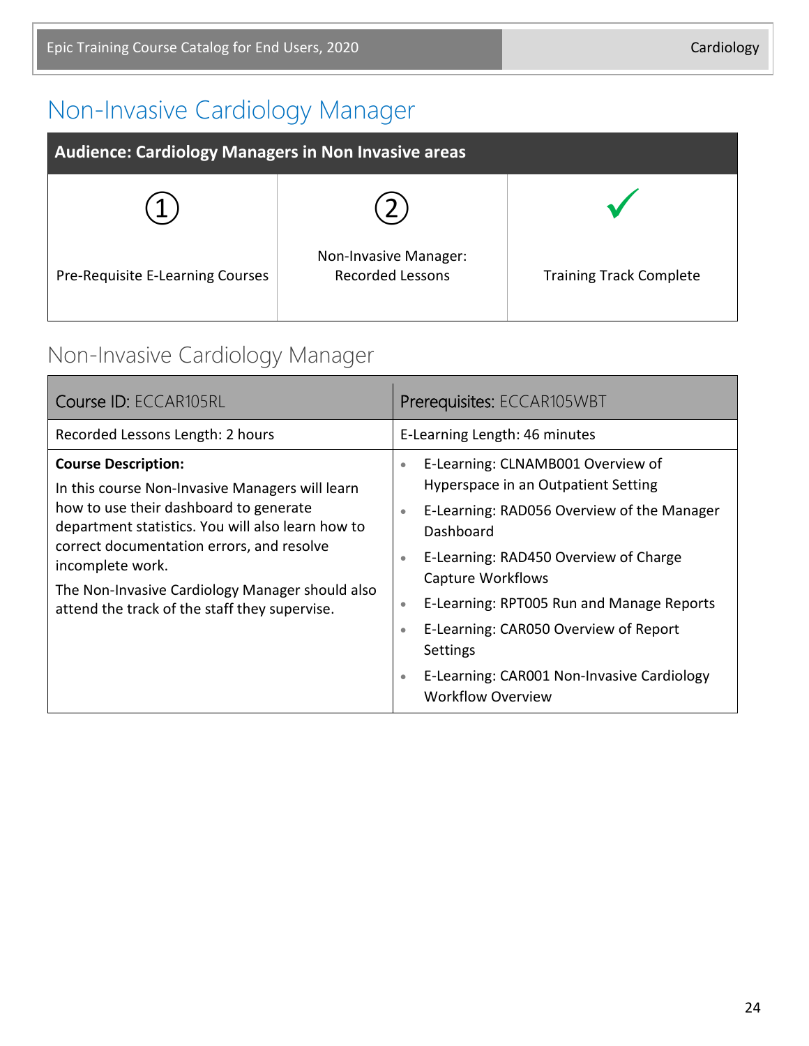# Non-Invasive Cardiology Manager

| Audience: Cardiology Managers in Non Invasive areas | | |
|---|---|---|
| ① | ② | ✓ |
| Pre-Requisite E-Learning Courses | Non-Invasive Manager: Recorded Lessons | Training Track Complete |

## Non-Invasive Cardiology Manager

| Course ID: ECCAR105RL | Prerequisites: ECCAR105WBT |
|---|---|
| Recorded Lessons Length: 2 hours | E-Learning Length: 46 minutes |
| **Course Description:**<br>In this course Non-Invasive Managers will learn how to use their dashboard to generate department statistics. You will also learn how to correct documentation errors, and resolve incomplete work.<br>The Non-Invasive Cardiology Manager should also attend the track of the staff they supervise. | • E-Learning: CLNAMB001 Overview of Hyperspace in an Outpatient Setting<br>• E-Learning: RAD056 Overview of the Manager Dashboard<br>• E-Learning: RAD450 Overview of Charge Capture Workflows<br>• E-Learning: RPT005 Run and Manage Reports<br>• E-Learning: CAR050 Overview of Report Settings<br>• E-Learning: CAR001 Non-Invasive Cardiology Workflow Overview |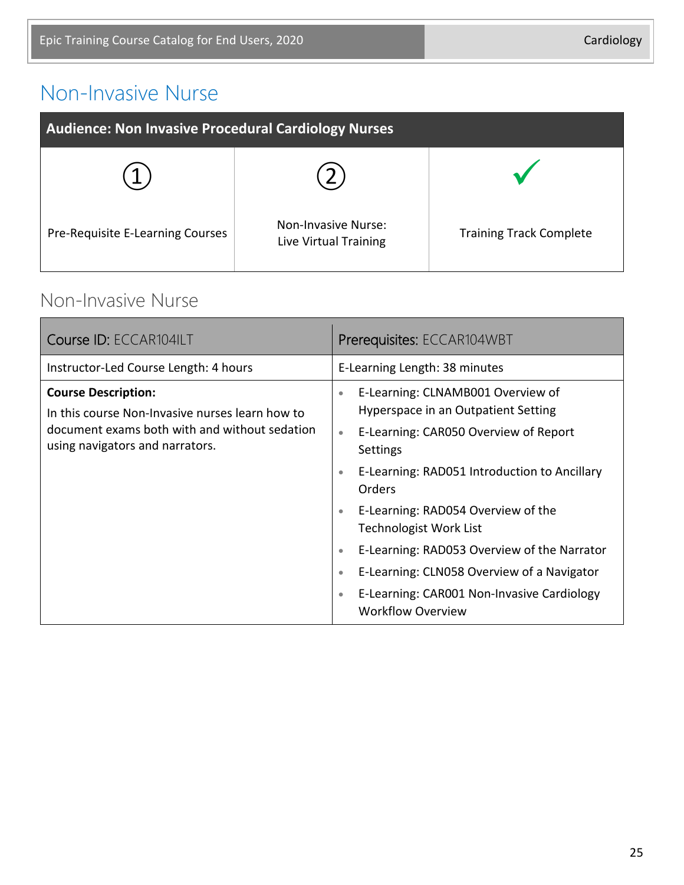# Non-Invasive Nurse

| Audience: Non Invasive Procedural Cardiology Nurses | | |
|---|---|---|
| ① Pre-Requisite E-Learning Courses | ② Non-Invasive Nurse: Live Virtual Training | ✓ Training Track Complete |

## Non-Invasive Nurse

| Course ID: ECCAR104ILT | Prerequisites: ECCAR104WBT |
|---|---|
| Instructor-Led Course Length: 4 hours | E-Learning Length: 38 minutes |
| **Course Description:** In this course Non-Invasive nurses learn how to document exams both with and without sedation using navigators and narrators. | • E-Learning: CLNAMB001 Overview of Hyperspace in an Outpatient Setting<br>• E-Learning: CAR050 Overview of Report Settings<br>• E-Learning: RAD051 Introduction to Ancillary Orders<br>• E-Learning: RAD054 Overview of the Technologist Work List<br>• E-Learning: RAD053 Overview of the Narrator<br>• E-Learning: CLN058 Overview of a Navigator<br>• E-Learning: CAR001 Non-Invasive Cardiology Workflow Overview |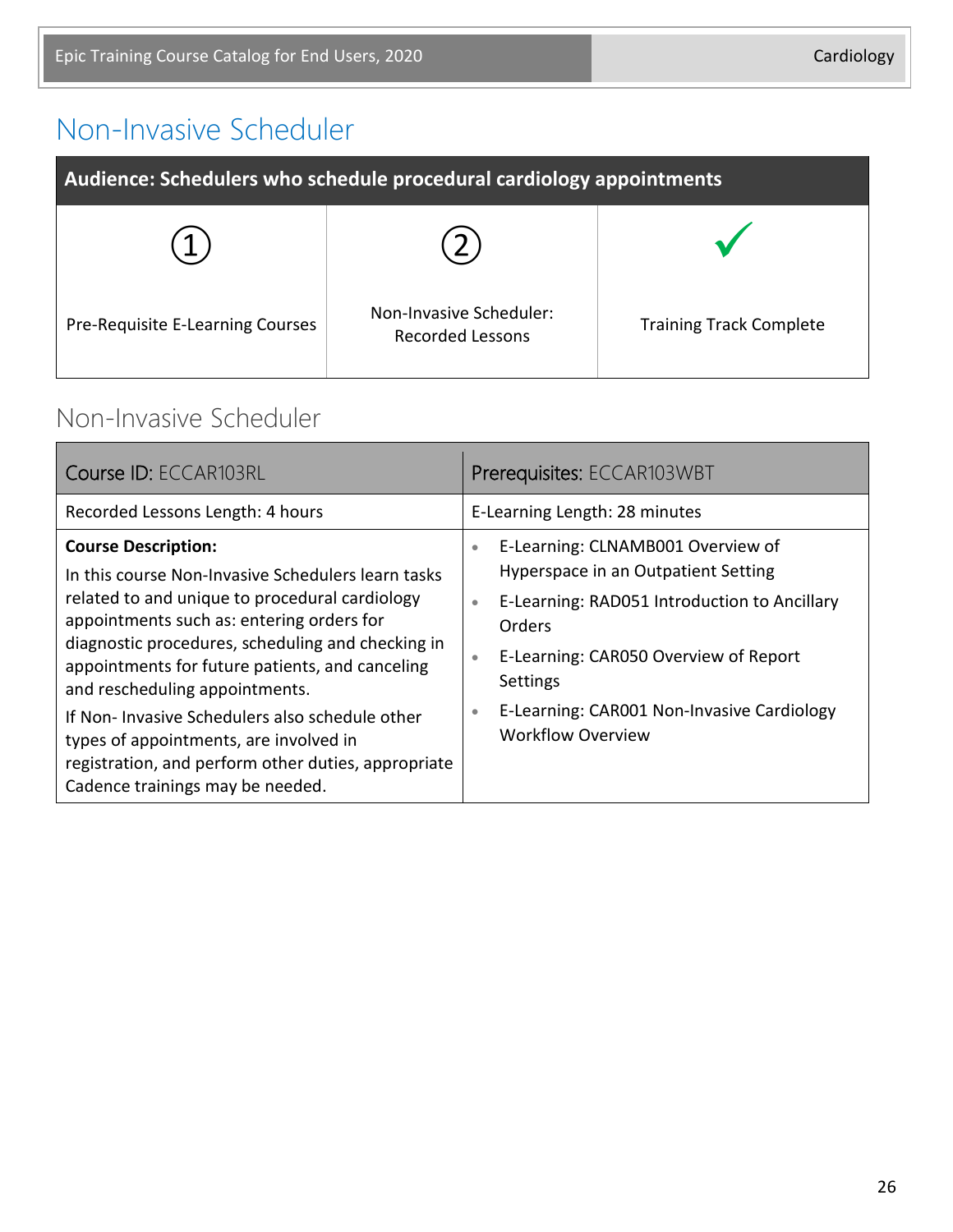# Non-Invasive Scheduler

| Audience: Schedulers who schedule procedural cardiology appointments | | |
|---|---|---|
| ① | ② | ✓ |
| Pre-Requisite E-Learning Courses | Non-Invasive Scheduler: Recorded Lessons | Training Track Complete |

## Non-Invasive Scheduler

| Course ID: ECCAR103RL | Prerequisites: ECCAR103WBT |
|---|---|
| Recorded Lessons Length: 4 hours | E-Learning Length: 28 minutes |
| **Course Description:**<br>In this course Non-Invasive Schedulers learn tasks related to and unique to procedural cardiology appointments such as: entering orders for diagnostic procedures, scheduling and checking in appointments for future patients, and canceling and rescheduling appointments.<br>If Non- Invasive Schedulers also schedule other types of appointments, are involved in registration, and perform other duties, appropriate Cadence trainings may be needed. | • E-Learning: CLNAMB001 Overview of Hyperspace in an Outpatient Setting<br>• E-Learning: RAD051 Introduction to Ancillary Orders<br>• E-Learning: CAR050 Overview of Report Settings<br>• E-Learning: CAR001 Non-Invasive Cardiology Workflow Overview |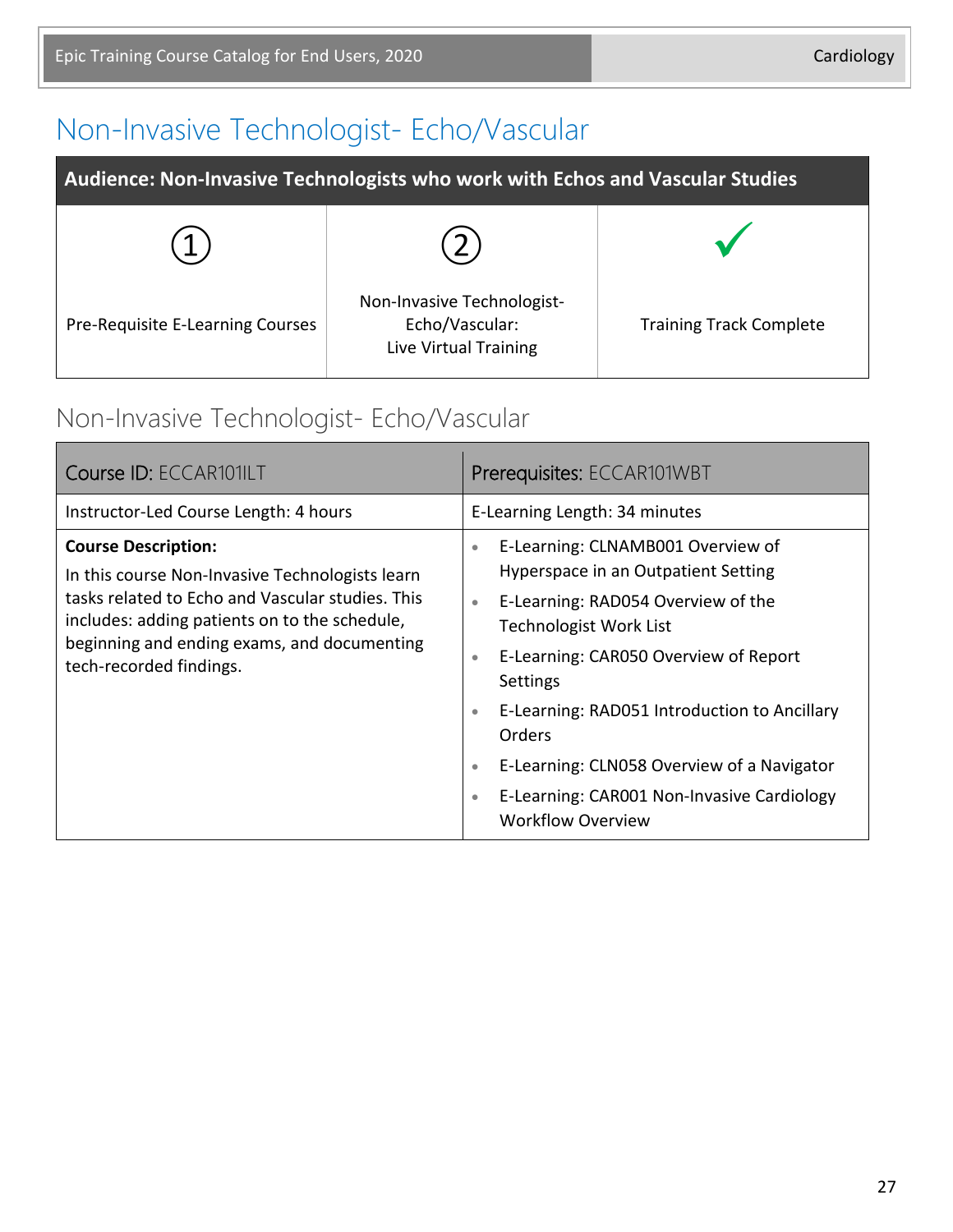# Non-Invasive Technologist- Echo/Vascular

| Audience: Non-Invasive Technologists who work with Echos and Vascular Studies | | |
|---|---|---|
| ① | ② | ✓ |
| Pre-Requisite E-Learning Courses | Non-Invasive Technologist- Echo/Vascular: Live Virtual Training | Training Track Complete |

## Non-Invasive Technologist- Echo/Vascular

| Course ID: ECCAR101ILT | Prerequisites: ECCAR101WBT |
|---|---|
| Instructor-Led Course Length: 4 hours | E-Learning Length: 34 minutes |
| **Course Description:** In this course Non-Invasive Technologists learn tasks related to Echo and Vascular studies. This includes: adding patients on to the schedule, beginning and ending exams, and documenting tech-recorded findings. | • E-Learning: CLNAMB001 Overview of Hyperspace in an Outpatient Setting<br>• E-Learning: RAD054 Overview of the Technologist Work List<br>• E-Learning: CAR050 Overview of Report Settings<br>• E-Learning: RAD051 Introduction to Ancillary Orders<br>• E-Learning: CLN058 Overview of a Navigator<br>• E-Learning: CAR001 Non-Invasive Cardiology Workflow Overview |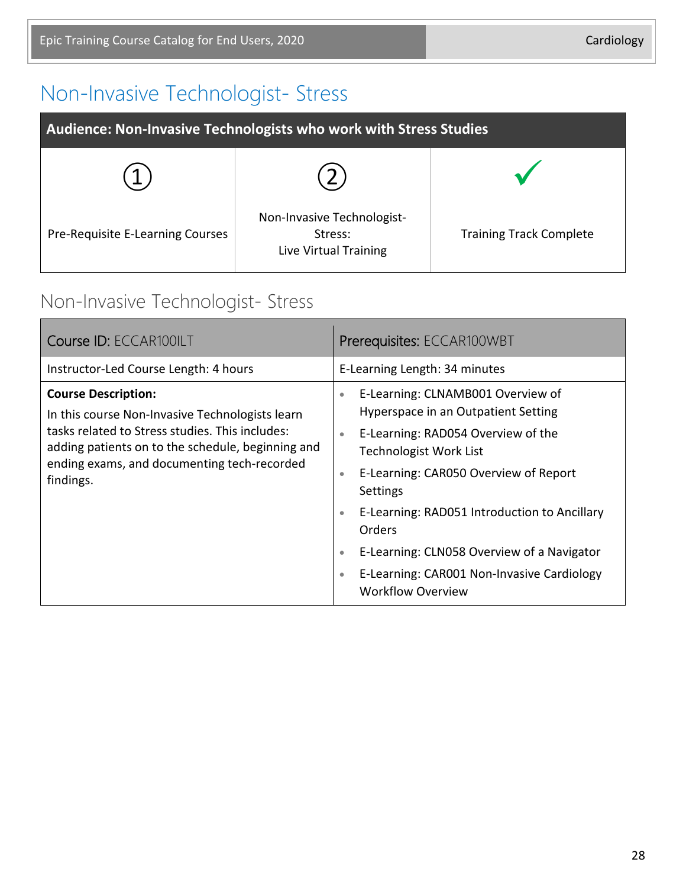# Non-Invasive Technologist- Stress

| Audience: Non-Invasive Technologists who work with Stress Studies | | |
|---|---|---|
| ① Pre-Requisite E-Learning Courses | ② Non-Invasive Technologist-Stress: Live Virtual Training | ✓ Training Track Complete |

## Non-Invasive Technologist- Stress

| Course ID: ECCAR100ILT | Prerequisites: ECCAR100WBT |
|---|---|
| Instructor-Led Course Length: 4 hours | E-Learning Length: 34 minutes |
| **Course Description:** In this course Non-Invasive Technologists learn tasks related to Stress studies. This includes: adding patients on to the schedule, beginning and ending exams, and documenting tech-recorded findings. | • E-Learning: CLNAMB001 Overview of Hyperspace in an Outpatient Setting<br>• E-Learning: RAD054 Overview of the Technologist Work List<br>• E-Learning: CAR050 Overview of Report Settings<br>• E-Learning: RAD051 Introduction to Ancillary Orders<br>• E-Learning: CLN058 Overview of a Navigator<br>• E-Learning: CAR001 Non-Invasive Cardiology Workflow Overview |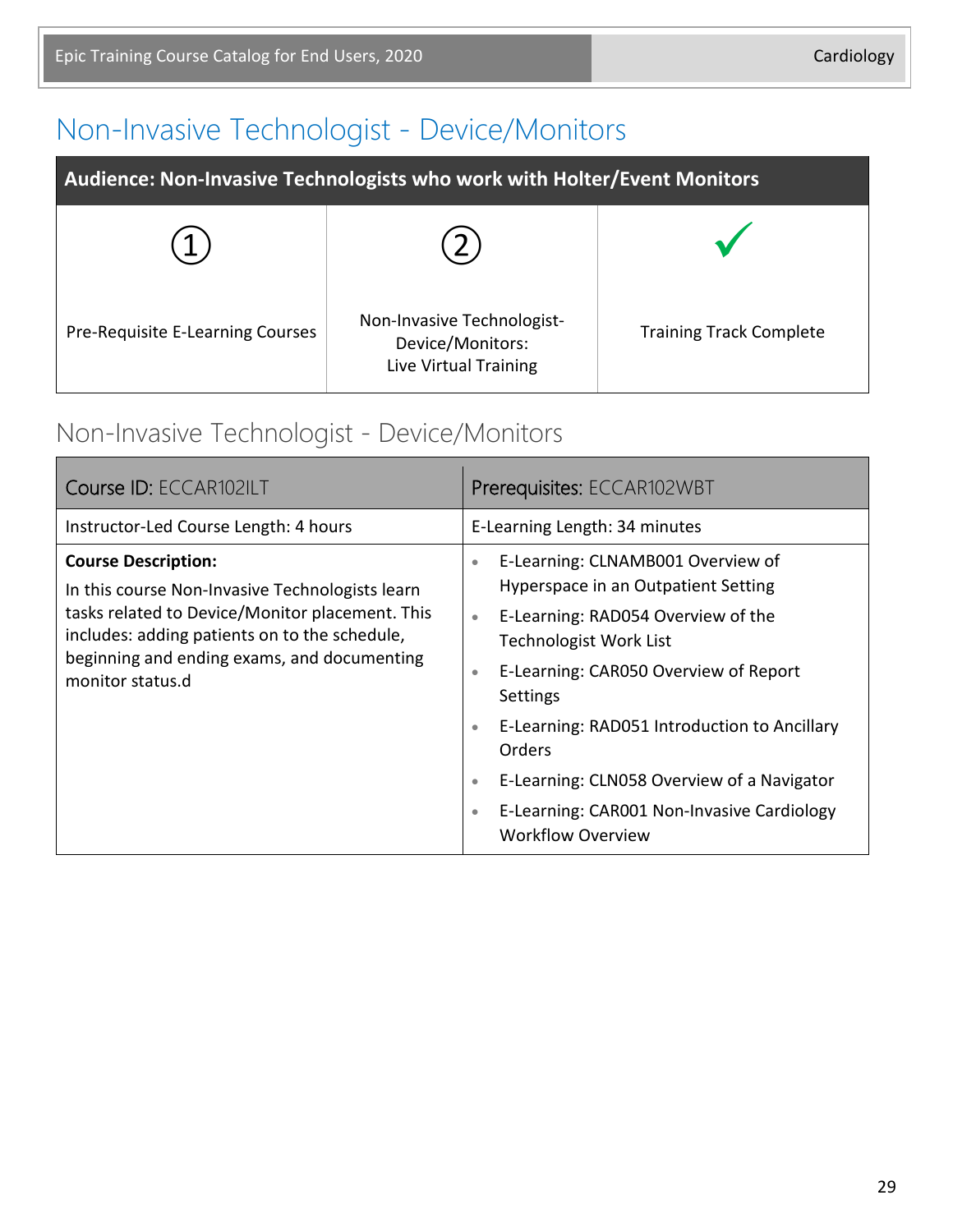# Non-Invasive Technologist - Device/Monitors

| Audience: Non-Invasive Technologists who work with Holter/Event Monitors | | |
| --- | --- | --- |
| ① Pre-Requisite E-Learning Courses | ② Non-Invasive Technologist-Device/Monitors: Live Virtual Training | ✓ Training Track Complete |

## Non-Invasive Technologist - Device/Monitors

| Course ID: ECCAR102ILT | Prerequisites: ECCAR102WBT |
| --- | --- |
| Instructor-Led Course Length: 4 hours | E-Learning Length: 34 minutes |
| **Course Description:** In this course Non-Invasive Technologists learn tasks related to Device/Monitor placement. This includes: adding patients on to the schedule, beginning and ending exams, and documenting monitor status.d | • E-Learning: CLNAMB001 Overview of Hyperspace in an Outpatient Setting<br>• E-Learning: RAD054 Overview of the Technologist Work List<br>• E-Learning: CAR050 Overview of Report Settings<br>• E-Learning: RAD051 Introduction to Ancillary Orders<br>• E-Learning: CLN058 Overview of a Navigator<br>• E-Learning: CAR001 Non-Invasive Cardiology Workflow Overview |